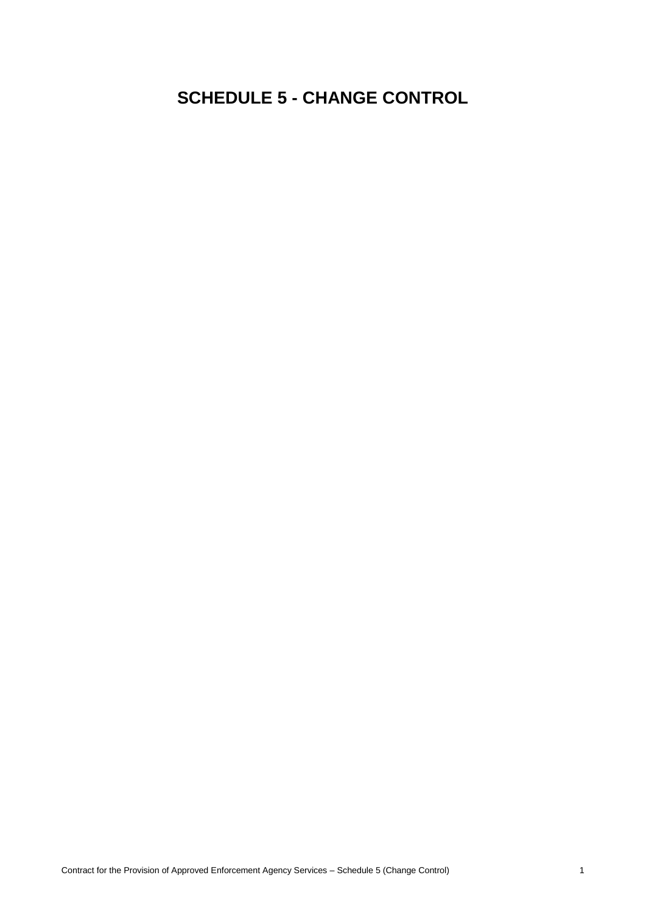# SCHEDULE 5 - CHANGE CONTROL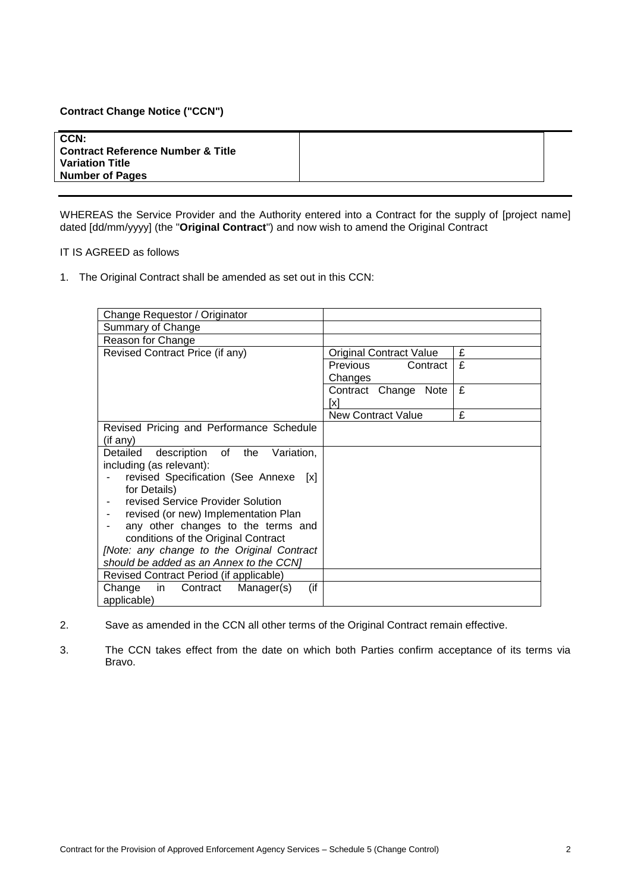**Contract Change Notice ("CCN")**

| CCN:<br>Contract Reference Number & Title<br>Variation Title<br>Number of Pages | |
|---|---|

WHEREAS the Service Provider and the Authority entered into a Contract for the supply of [project name] dated [dd/mm/yyyy] (the "**Original Contract**") and now wish to amend the Original Contract

IT IS AGREED as follows

1. The Original Contract shall be amended as set out in this CCN:

| Change Requestor / Originator | | |
|---|---|---|
| Summary of Change | | |
| Reason for Change | | |
| Revised Contract Price (if any) | Original Contract Value | £ |
| | Previous Contract Changes | £ |
| | Contract Change Note [x] | £ |
| | New Contract Value | £ |
| Revised Pricing and Performance Schedule (if any) | | |
| Detailed description of the Variation, including (as relevant):<br>- revised Specification (See Annexe [x] for Details)<br>- revised Service Provider Solution<br>- revised (or new) Implementation Plan<br>- any other changes to the terms and conditions of the Original Contract<br>*[Note: any change to the Original Contract should be added as an Annex to the CCN]* | | |
| Revised Contract Period (if applicable) | | |
| Change in Contract Manager(s) (if applicable) | | |

2. Save as amended in the CCN all other terms of the Original Contract remain effective.

3. The CCN takes effect from the date on which both Parties confirm acceptance of its terms via Bravo.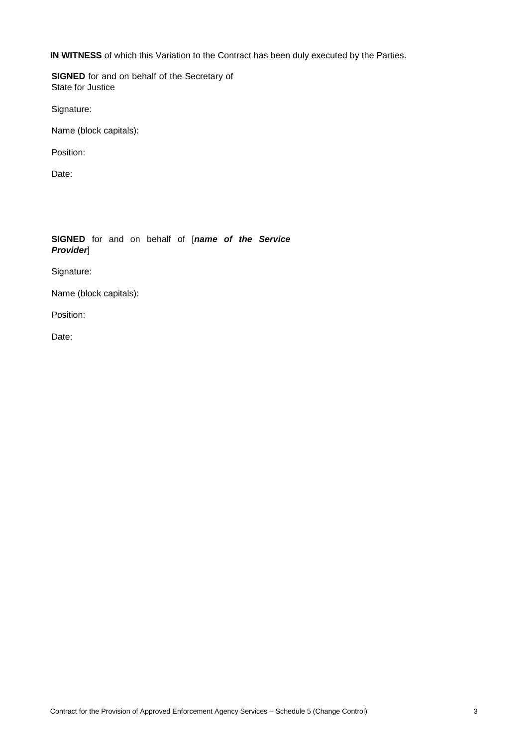**IN WITNESS** of which this Variation to the Contract has been duly executed by the Parties.

**SIGNED** for and on behalf of the Secretary of State for Justice

Signature:

Name (block capitals):

Position:

Date:

**SIGNED** for and on behalf of [***name of the Service Provider***]

Signature:

Name (block capitals):

Position:

Date: